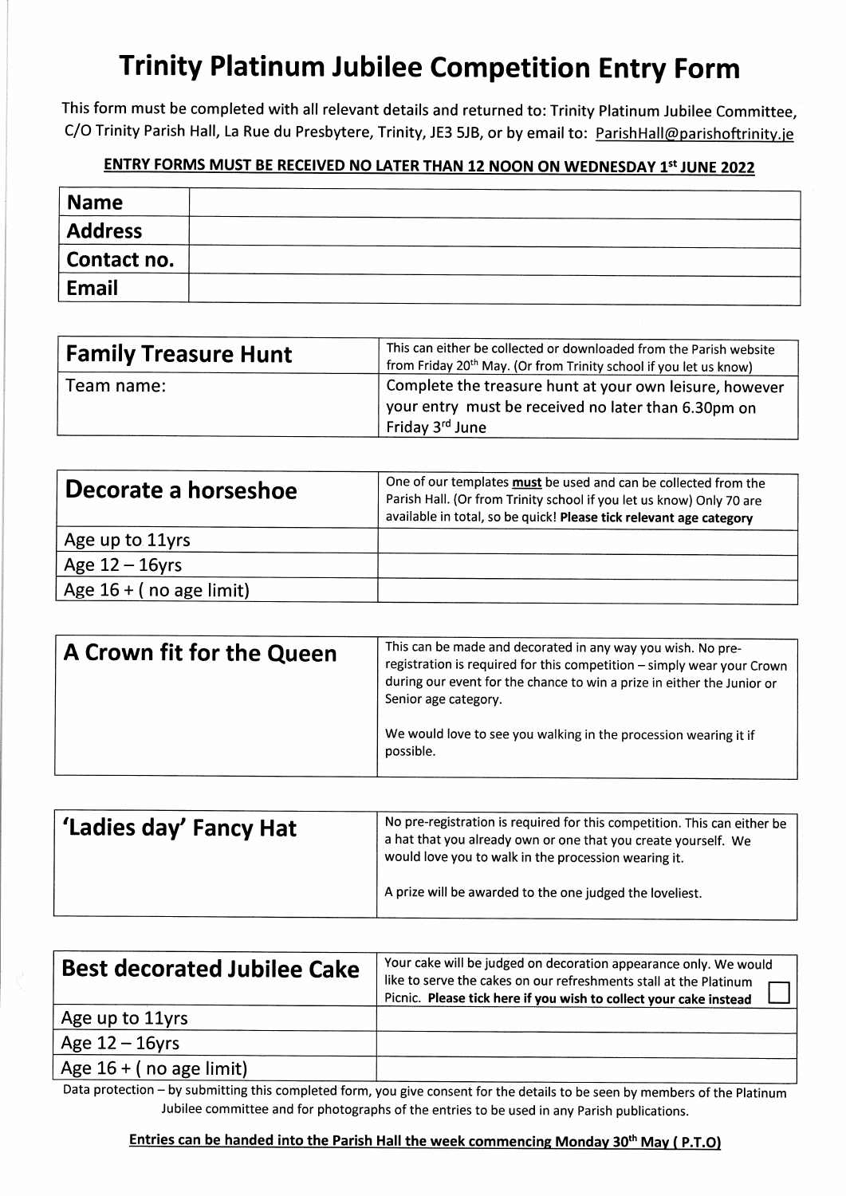# Trinity Platinum Jubilee Competition Entry Form

This form must be completed with all relevant details and returned to: Trinity Platinum Jubilee Committee, C/O Trinity Parish Hall, La Rue du Presbytere, Trinity, JE3 5JB, or by email to: ParishHall@parishoftrinity.je

**ENTRY FORMS MUST BE RECEIVED NO LATER THAN 12 NOON ON WEDNESDAY 1st JUNE 2022**

| | |
|---|---|
| **Name** | |
| **Address** | |
| **Contact no.** | |
| **Email** | |

| **Family Treasure Hunt** | This can either be collected or downloaded from the Parish website from Friday 20th May. (Or from Trinity school if you let us know) |
|---|---|
| Team name: | Complete the treasure hunt at your own leisure, however your entry must be received no later than 6.30pm on Friday 3rd June |

| **Decorate a horseshoe** | One of our templates **must** be used and can be collected from the Parish Hall. (Or from Trinity school if you let us know) Only 70 are available in total, so be quick! **Please tick relevant age category** |
|---|---|
| Age up to 11yrs | |
| Age 12 – 16yrs | |
| Age 16 + ( no age limit) | |

| **A Crown fit for the Queen** | This can be made and decorated in any way you wish. No pre-registration is required for this competition – simply wear your Crown during our event for the chance to win a prize in either the Junior or Senior age category.<br><br>We would love to see you walking in the procession wearing it if possible. |
|---|---|

| **'Ladies day' Fancy Hat** | No pre-registration is required for this competition. This can either be a hat that you already own or one that you create yourself. We would love you to walk in the procession wearing it.<br><br>A prize will be awarded to the one judged the loveliest. |
|---|---|

| **Best decorated Jubilee Cake** | Your cake will be judged on decoration appearance only. We would like to serve the cakes on our refreshments stall at the Platinum Picnic. **Please tick here if you wish to collect your cake instead** ☐ |
|---|---|
| Age up to 11yrs | |
| Age 12 – 16yrs | |
| Age 16 + ( no age limit) | |

Data protection – by submitting this completed form, you give consent for the details to be seen by members of the Platinum Jubilee committee and for photographs of the entries to be used in any Parish publications.

**Entries can be handed into the Parish Hall the week commencing Monday 30th May ( P.T.O)**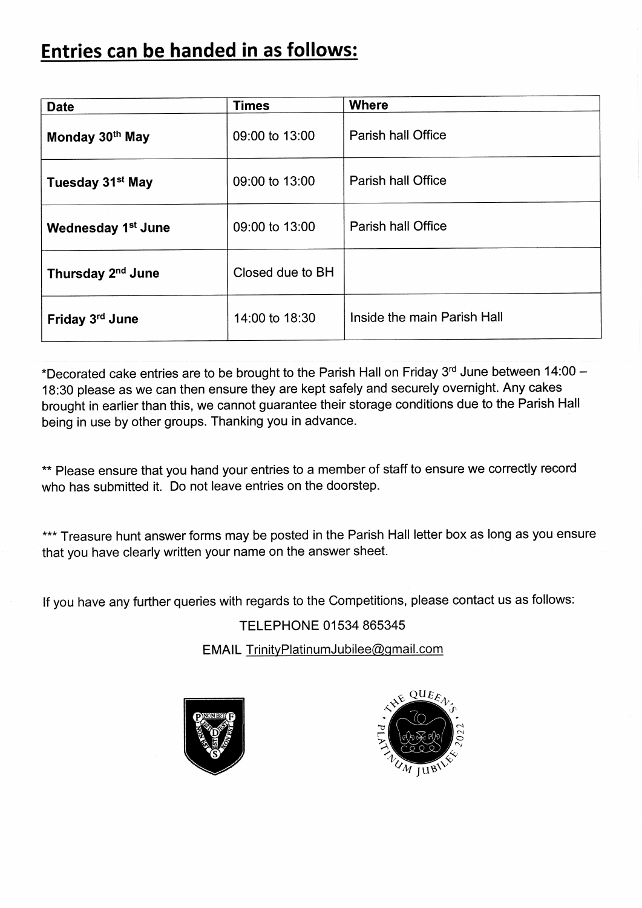## **Entries can be handed in as follows:**

| Date | Times | Where |
|---|---|---|
| **Monday 30th May** | 09:00 to 13:00 | Parish hall Office |
| **Tuesday 31st May** | 09:00 to 13:00 | Parish hall Office |
| **Wednesday 1st June** | 09:00 to 13:00 | Parish hall Office |
| **Thursday 2nd June** | Closed due to BH | |
| **Friday 3rd June** | 14:00 to 18:30 | Inside the main Parish Hall |

*Decorated cake entries are to be brought to the Parish Hall on Friday 3rd June between 14:00 – 18:30 please as we can then ensure they are kept safely and securely overnight. Any cakes brought in earlier than this, we cannot guarantee their storage conditions due to the Parish Hall being in use by other groups. Thanking you in advance.

** Please ensure that you hand your entries to a member of staff to ensure we correctly record who has submitted it. Do not leave entries on the doorstep.

*** Treasure hunt answer forms may be posted in the Parish Hall letter box as long as you ensure that you have clearly written your name on the answer sheet.

If you have any further queries with regards to the Competitions, please contact us as follows:

TELEPHONE 01534 865345

EMAIL TrinityPlatinumJubilee@gmail.com